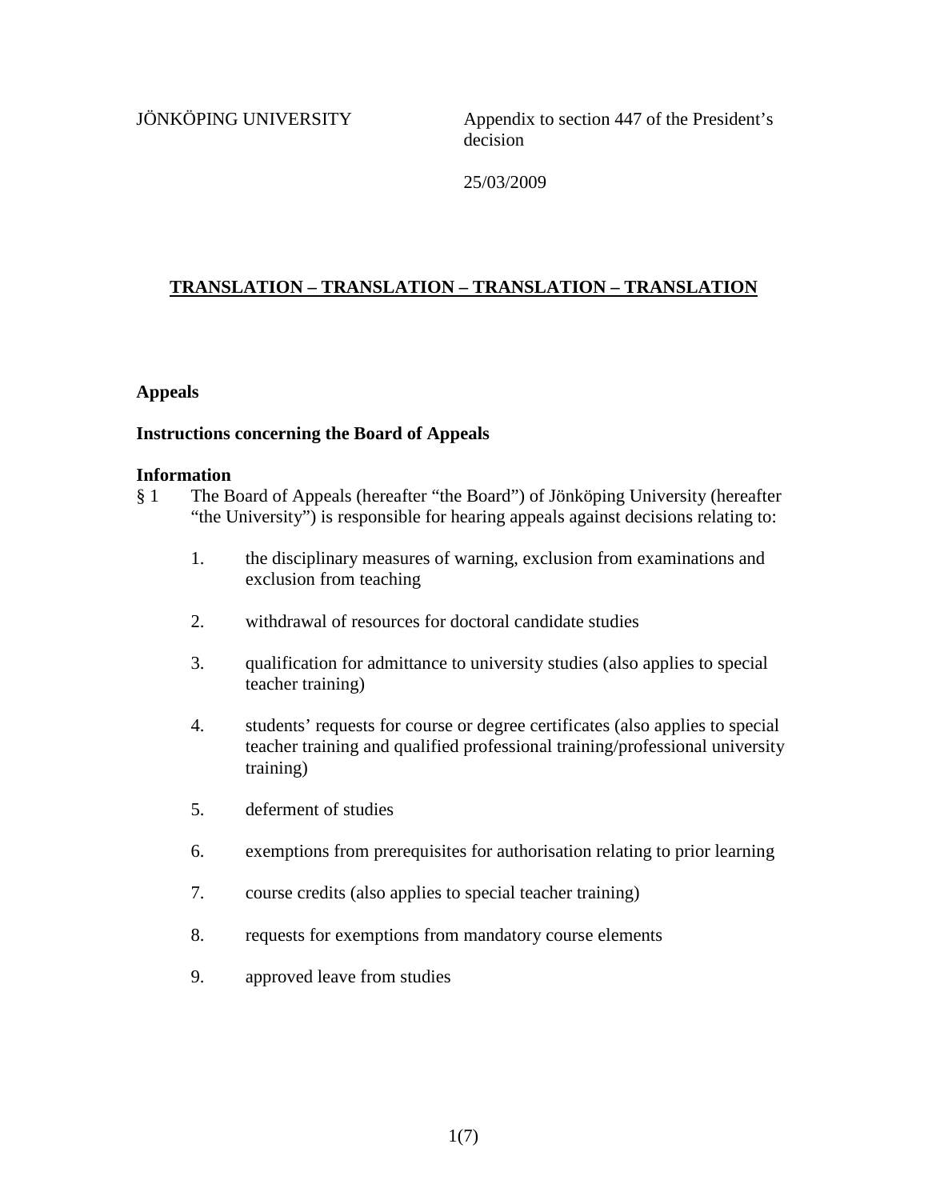JÖNKÖPING UNIVERSITY

Appendix to section 447 of the President's decision

25/03/2009

**TRANSLATION – TRANSLATION – TRANSLATION – TRANSLATION**

## Appeals

### Instructions concerning the Board of Appeals

### Information

§ 1 The Board of Appeals (hereafter "the Board") of Jönköping University (hereafter "the University") is responsible for hearing appeals against decisions relating to:

1. the disciplinary measures of warning, exclusion from examinations and exclusion from teaching
2. withdrawal of resources for doctoral candidate studies
3. qualification for admittance to university studies (also applies to special teacher training)
4. students' requests for course or degree certificates (also applies to special teacher training and qualified professional training/professional university training)
5. deferment of studies
6. exemptions from prerequisites for authorisation relating to prior learning
7. course credits (also applies to special teacher training)
8. requests for exemptions from mandatory course elements
9. approved leave from studies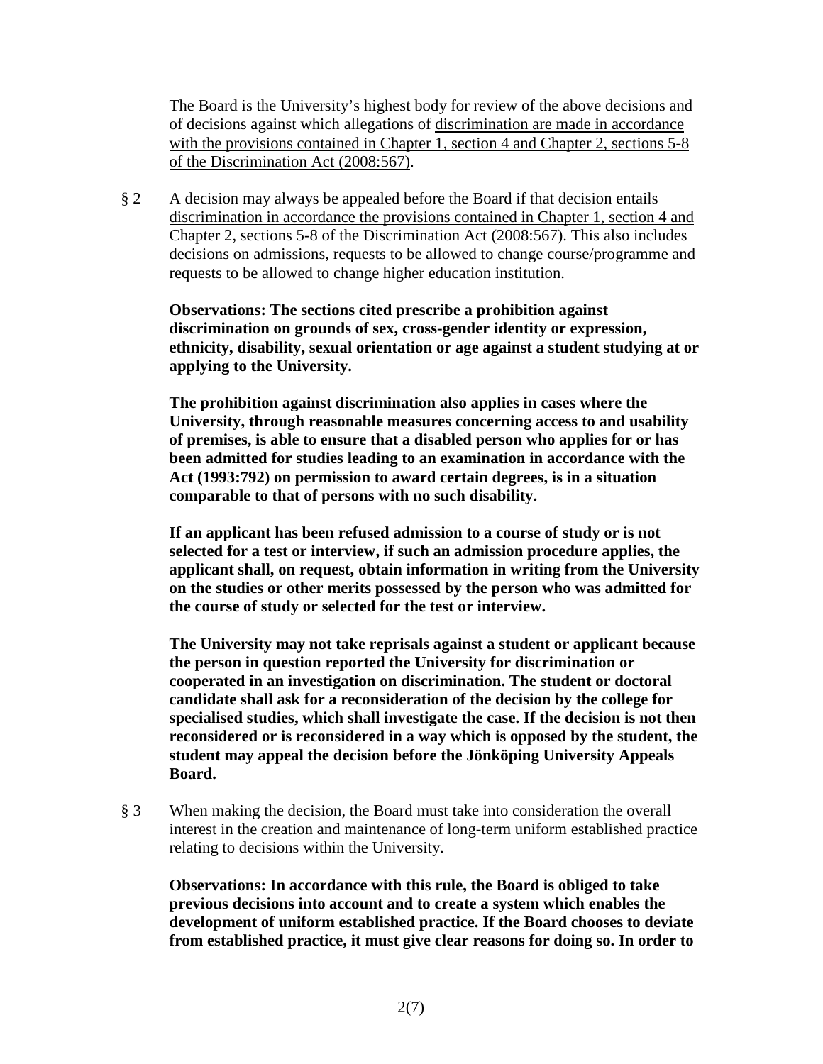The Board is the University's highest body for review of the above decisions and of decisions against which allegations of <u>discrimination are made in accordance with the provisions contained in Chapter 1, section 4 and Chapter 2, sections 5-8 of the Discrimination Act (2008:567)</u>.

§ 2 A decision may always be appealed before the Board <u>if that decision entails discrimination in accordance the provisions contained in Chapter 1, section 4 and Chapter 2, sections 5-8 of the Discrimination Act (2008:567)</u>. This also includes decisions on admissions, requests to be allowed to change course/programme and requests to be allowed to change higher education institution.

**Observations: The sections cited prescribe a prohibition against discrimination on grounds of sex, cross-gender identity or expression, ethnicity, disability, sexual orientation or age against a student studying at or applying to the University.**

**The prohibition against discrimination also applies in cases where the University, through reasonable measures concerning access to and usability of premises, is able to ensure that a disabled person who applies for or has been admitted for studies leading to an examination in accordance with the Act (1993:792) on permission to award certain degrees, is in a situation comparable to that of persons with no such disability.**

**If an applicant has been refused admission to a course of study or is not selected for a test or interview, if such an admission procedure applies, the applicant shall, on request, obtain information in writing from the University on the studies or other merits possessed by the person who was admitted for the course of study or selected for the test or interview.**

**The University may not take reprisals against a student or applicant because the person in question reported the University for discrimination or cooperated in an investigation on discrimination. The student or doctoral candidate shall ask for a reconsideration of the decision by the college for specialised studies, which shall investigate the case. If the decision is not then reconsidered or is reconsidered in a way which is opposed by the student, the student may appeal the decision before the Jönköping University Appeals Board.**

§ 3 When making the decision, the Board must take into consideration the overall interest in the creation and maintenance of long-term uniform established practice relating to decisions within the University.

**Observations: In accordance with this rule, the Board is obliged to take previous decisions into account and to create a system which enables the development of uniform established practice. If the Board chooses to deviate from established practice, it must give clear reasons for doing so. In order to**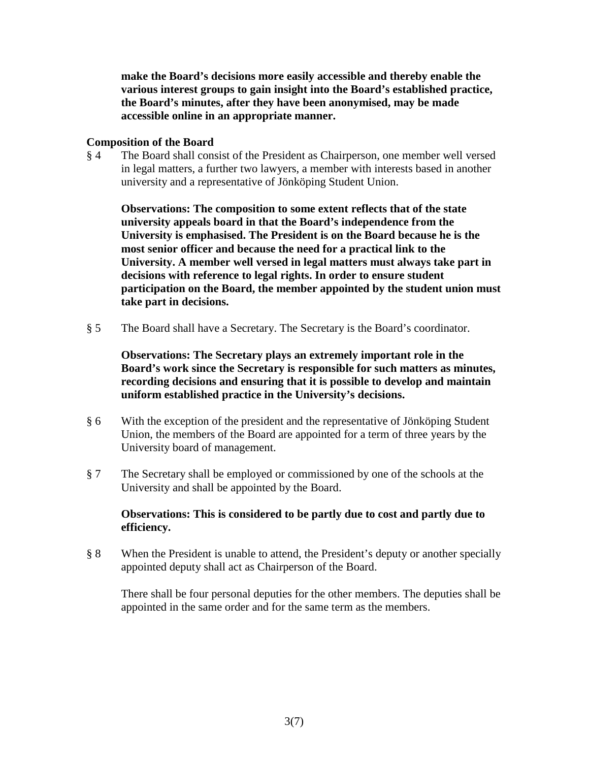**make the Board's decisions more easily accessible and thereby enable the various interest groups to gain insight into the Board's established practice, the Board's minutes, after they have been anonymised, may be made accessible online in an appropriate manner.**

## Composition of the Board

§ 4 The Board shall consist of the President as Chairperson, one member well versed in legal matters, a further two lawyers, a member with interests based in another university and a representative of Jönköping Student Union.

**Observations: The composition to some extent reflects that of the state university appeals board in that the Board's independence from the University is emphasised. The President is on the Board because he is the most senior officer and because the need for a practical link to the University. A member well versed in legal matters must always take part in decisions with reference to legal rights. In order to ensure student participation on the Board, the member appointed by the student union must take part in decisions.**

§ 5 The Board shall have a Secretary. The Secretary is the Board's coordinator.

**Observations: The Secretary plays an extremely important role in the Board's work since the Secretary is responsible for such matters as minutes, recording decisions and ensuring that it is possible to develop and maintain uniform established practice in the University's decisions.**

§ 6 With the exception of the president and the representative of Jönköping Student Union, the members of the Board are appointed for a term of three years by the University board of management.

§ 7 The Secretary shall be employed or commissioned by one of the schools at the University and shall be appointed by the Board.

**Observations: This is considered to be partly due to cost and partly due to efficiency.**

§ 8 When the President is unable to attend, the President's deputy or another specially appointed deputy shall act as Chairperson of the Board.

There shall be four personal deputies for the other members. The deputies shall be appointed in the same order and for the same term as the members.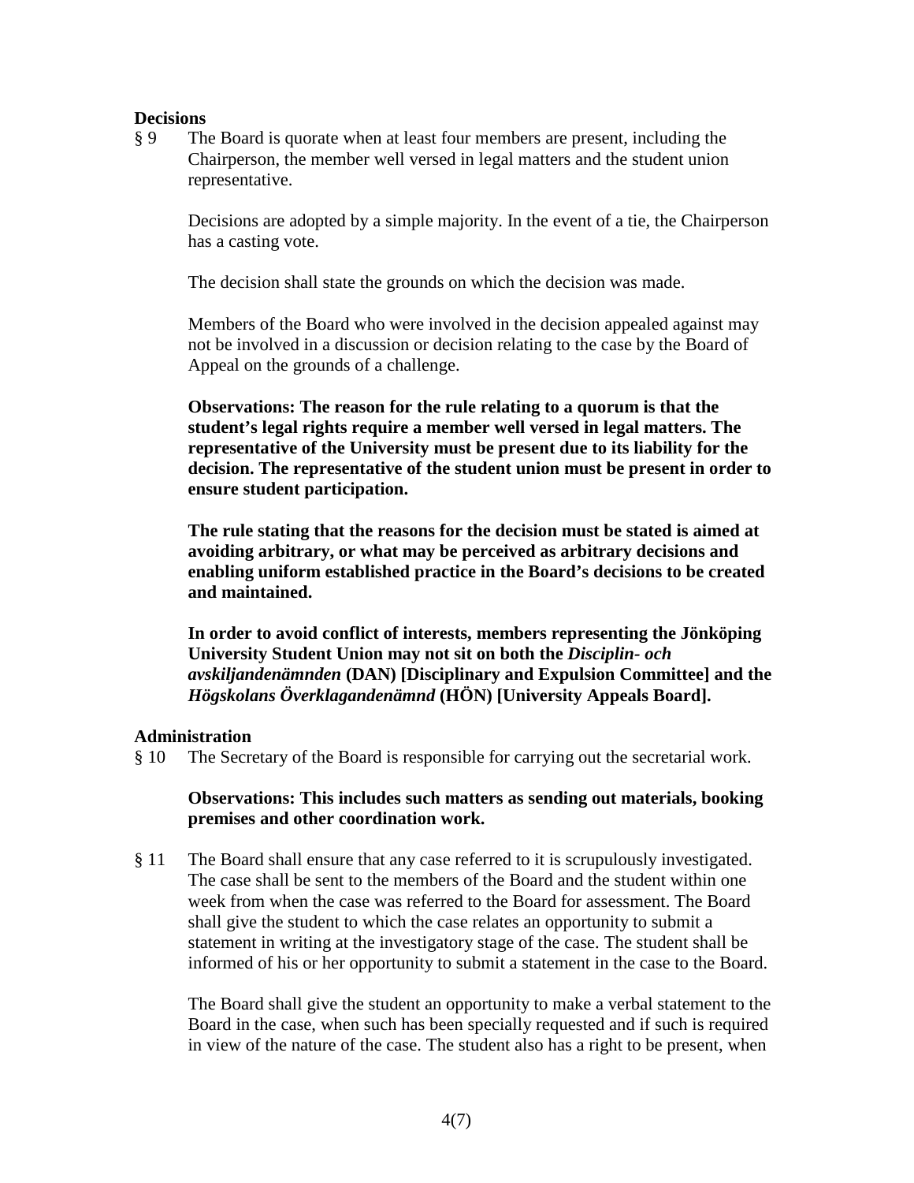**Decisions**

§ 9 The Board is quorate when at least four members are present, including the Chairperson, the member well versed in legal matters and the student union representative.

Decisions are adopted by a simple majority. In the event of a tie, the Chairperson has a casting vote.

The decision shall state the grounds on which the decision was made.

Members of the Board who were involved in the decision appealed against may not be involved in a discussion or decision relating to the case by the Board of Appeal on the grounds of a challenge.

**Observations: The reason for the rule relating to a quorum is that the student's legal rights require a member well versed in legal matters. The representative of the University must be present due to its liability for the decision. The representative of the student union must be present in order to ensure student participation.**

**The rule stating that the reasons for the decision must be stated is aimed at avoiding arbitrary, or what may be perceived as arbitrary decisions and enabling uniform established practice in the Board's decisions to be created and maintained.**

**In order to avoid conflict of interests, members representing the Jönköping University Student Union may not sit on both the *Disciplin- och avskiljandenämnden* (DAN) [Disciplinary and Expulsion Committee] and the *Högskolans Överklagandenämnd* (HÖN) [University Appeals Board].**

**Administration**

§ 10 The Secretary of the Board is responsible for carrying out the secretarial work.

**Observations: This includes such matters as sending out materials, booking premises and other coordination work.**

§ 11 The Board shall ensure that any case referred to it is scrupulously investigated. The case shall be sent to the members of the Board and the student within one week from when the case was referred to the Board for assessment. The Board shall give the student to which the case relates an opportunity to submit a statement in writing at the investigatory stage of the case. The student shall be informed of his or her opportunity to submit a statement in the case to the Board.

The Board shall give the student an opportunity to make a verbal statement to the Board in the case, when such has been specially requested and if such is required in view of the nature of the case. The student also has a right to be present, when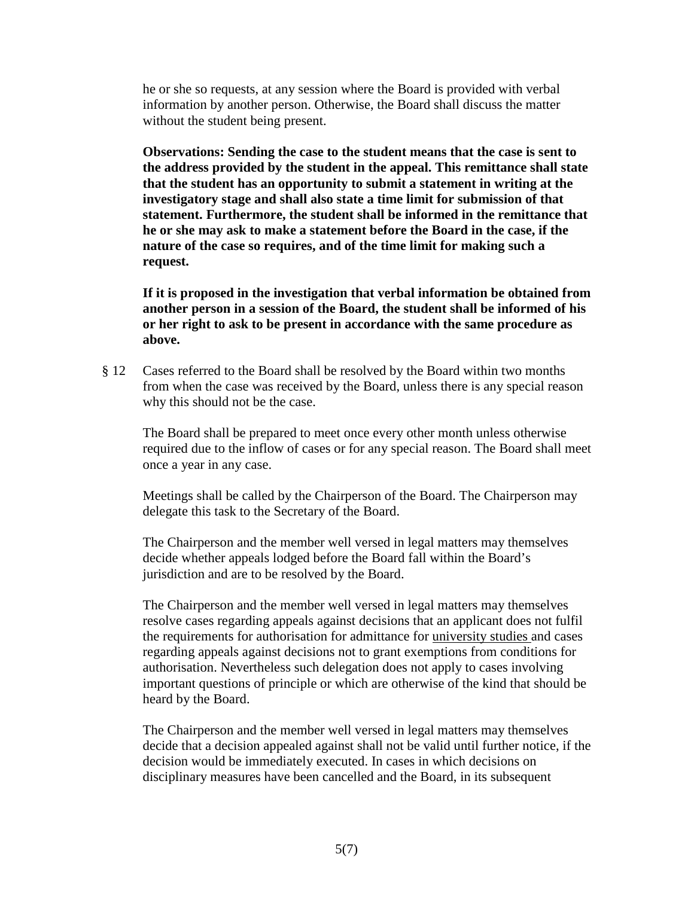he or she so requests, at any session where the Board is provided with verbal information by another person. Otherwise, the Board shall discuss the matter without the student being present.

**Observations: Sending the case to the student means that the case is sent to the address provided by the student in the appeal. This remittance shall state that the student has an opportunity to submit a statement in writing at the investigatory stage and shall also state a time limit for submission of that statement. Furthermore, the student shall be informed in the remittance that he or she may ask to make a statement before the Board in the case, if the nature of the case so requires, and of the time limit for making such a request.**

**If it is proposed in the investigation that verbal information be obtained from another person in a session of the Board, the student shall be informed of his or her right to ask to be present in accordance with the same procedure as above.**

§ 12 Cases referred to the Board shall be resolved by the Board within two months from when the case was received by the Board, unless there is any special reason why this should not be the case.

The Board shall be prepared to meet once every other month unless otherwise required due to the inflow of cases or for any special reason. The Board shall meet once a year in any case.

Meetings shall be called by the Chairperson of the Board. The Chairperson may delegate this task to the Secretary of the Board.

The Chairperson and the member well versed in legal matters may themselves decide whether appeals lodged before the Board fall within the Board's jurisdiction and are to be resolved by the Board.

The Chairperson and the member well versed in legal matters may themselves resolve cases regarding appeals against decisions that an applicant does not fulfil the requirements for authorisation for admittance for university studies and cases regarding appeals against decisions not to grant exemptions from conditions for authorisation. Nevertheless such delegation does not apply to cases involving important questions of principle or which are otherwise of the kind that should be heard by the Board.

The Chairperson and the member well versed in legal matters may themselves decide that a decision appealed against shall not be valid until further notice, if the decision would be immediately executed. In cases in which decisions on disciplinary measures have been cancelled and the Board, in its subsequent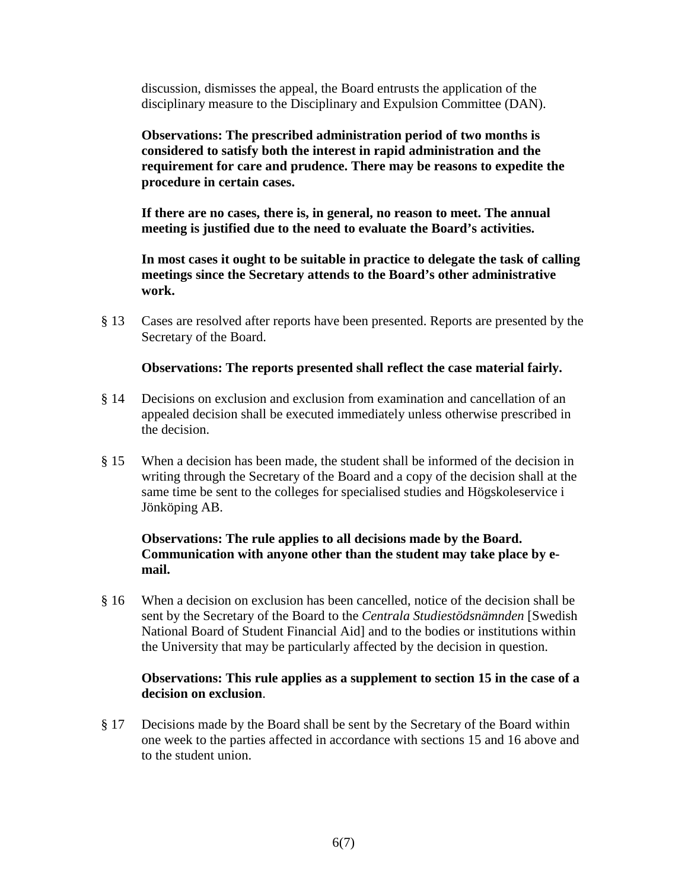discussion, dismisses the appeal, the Board entrusts the application of the disciplinary measure to the Disciplinary and Expulsion Committee (DAN).

**Observations: The prescribed administration period of two months is considered to satisfy both the interest in rapid administration and the requirement for care and prudence. There may be reasons to expedite the procedure in certain cases.**

**If there are no cases, there is, in general, no reason to meet. The annual meeting is justified due to the need to evaluate the Board's activities.**

**In most cases it ought to be suitable in practice to delegate the task of calling meetings since the Secretary attends to the Board's other administrative work.**

§ 13 Cases are resolved after reports have been presented. Reports are presented by the Secretary of the Board.

**Observations: The reports presented shall reflect the case material fairly.**

§ 14 Decisions on exclusion and exclusion from examination and cancellation of an appealed decision shall be executed immediately unless otherwise prescribed in the decision.

§ 15 When a decision has been made, the student shall be informed of the decision in writing through the Secretary of the Board and a copy of the decision shall at the same time be sent to the colleges for specialised studies and Högskoleservice i Jönköping AB.

**Observations: The rule applies to all decisions made by the Board. Communication with anyone other than the student may take place by e-mail.**

§ 16 When a decision on exclusion has been cancelled, notice of the decision shall be sent by the Secretary of the Board to the *Centrala Studiestödsnämnden* [Swedish National Board of Student Financial Aid] and to the bodies or institutions within the University that may be particularly affected by the decision in question.

**Observations: This rule applies as a supplement to section 15 in the case of a decision on exclusion**.

§ 17 Decisions made by the Board shall be sent by the Secretary of the Board within one week to the parties affected in accordance with sections 15 and 16 above and to the student union.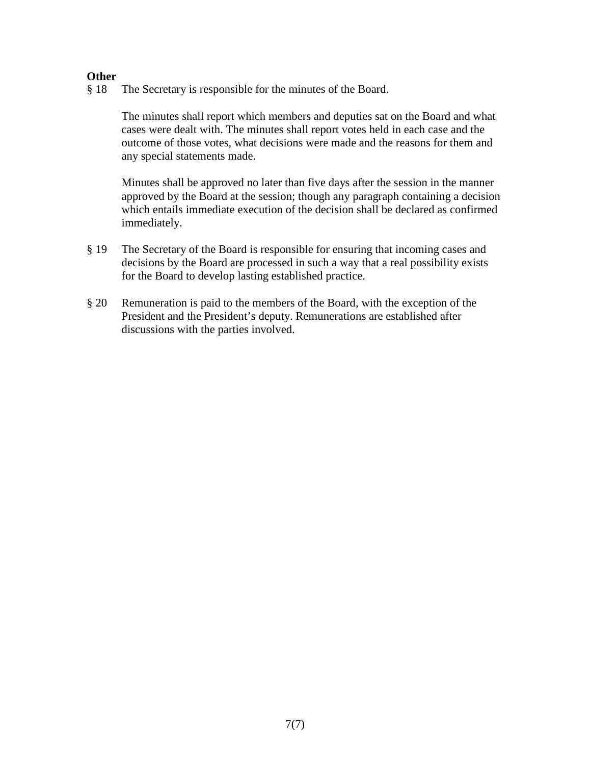**Other**

§ 18 The Secretary is responsible for the minutes of the Board.

The minutes shall report which members and deputies sat on the Board and what cases were dealt with. The minutes shall report votes held in each case and the outcome of those votes, what decisions were made and the reasons for them and any special statements made.

Minutes shall be approved no later than five days after the session in the manner approved by the Board at the session; though any paragraph containing a decision which entails immediate execution of the decision shall be declared as confirmed immediately.

§ 19 The Secretary of the Board is responsible for ensuring that incoming cases and decisions by the Board are processed in such a way that a real possibility exists for the Board to develop lasting established practice.

§ 20 Remuneration is paid to the members of the Board, with the exception of the President and the President's deputy. Remunerations are established after discussions with the parties involved.